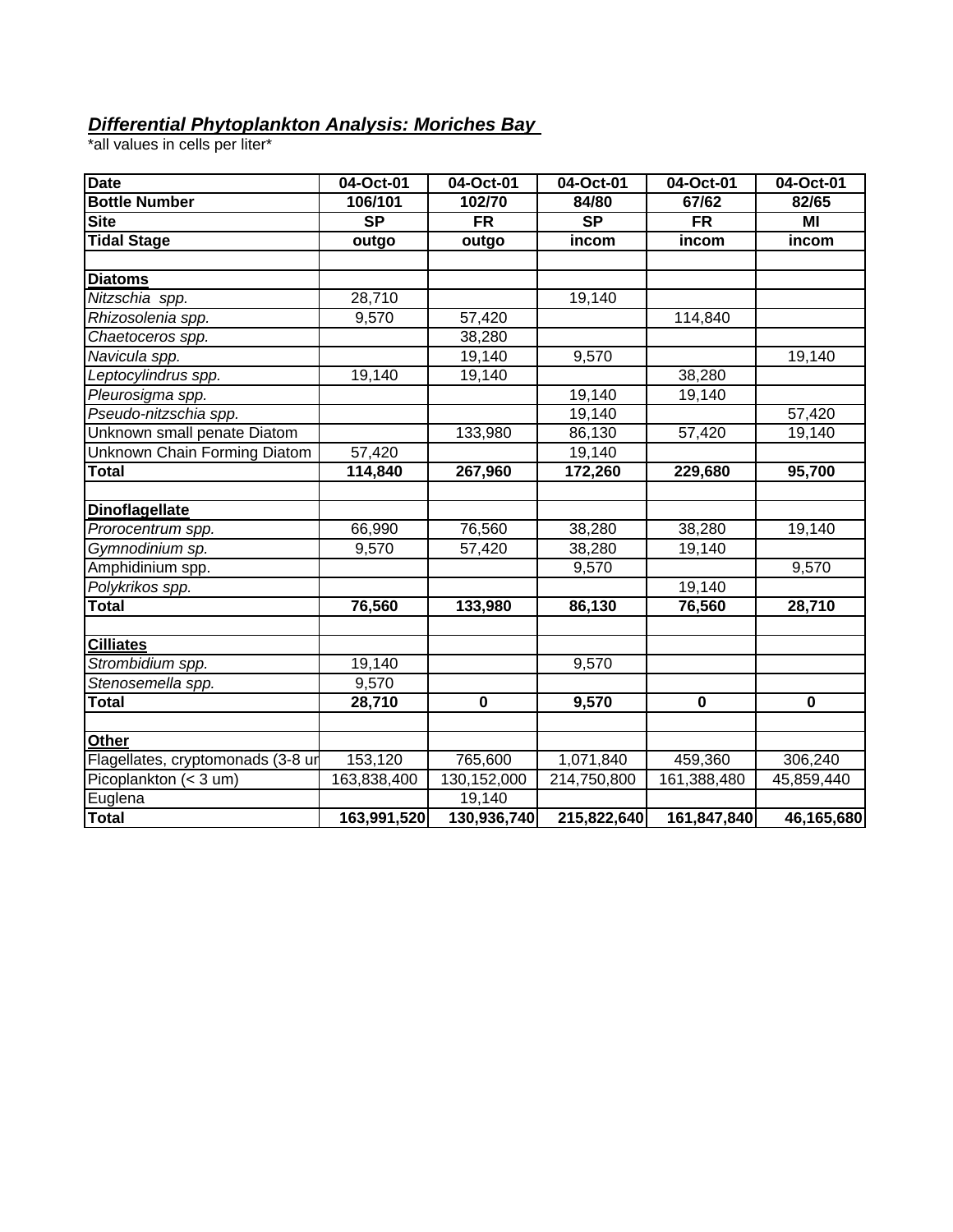***Differential Phytoplankton Analysis: Moriches Bay***

\*all values in cells per liter\*

| **Date** | **04-Oct-01** | **04-Oct-01** | **04-Oct-01** | **04-Oct-01** | **04-Oct-01** |
|---|---|---|---|---|---|
| **Bottle Number** | **106/101** | **102/70** | **84/80** | **67/62** | **82/65** |
| **Site** | **SP** | **FR** | **SP** | **FR** | **MI** |
| **Tidal Stage** | **outgo** | **outgo** | **incom** | **incom** | **incom** |
| | | | | | |
| **Diatoms** | | | | | |
| *Nitzschia spp.* | 28,710 | | 19,140 | | |
| *Rhizosolenia spp.* | 9,570 | 57,420 | | 114,840 | |
| *Chaetoceros spp.* | | 38,280 | | | |
| *Navicula spp.* | | 19,140 | 9,570 | | 19,140 |
| *Leptocylindrus spp.* | 19,140 | 19,140 | | 38,280 | |
| *Pleurosigma spp.* | | | 19,140 | 19,140 | |
| *Pseudo-nitzschia spp.* | | | 19,140 | | 57,420 |
| Unknown small penate Diatom | | 133,980 | 86,130 | 57,420 | 19,140 |
| Unknown Chain Forming Diatom | 57,420 | | 19,140 | | |
| **Total** | **114,840** | **267,960** | **172,260** | **229,680** | **95,700** |
| | | | | | |
| **Dinoflagellate** | | | | | |
| *Prorocentrum spp.* | 66,990 | 76,560 | 38,280 | 38,280 | 19,140 |
| *Gymnodinium sp.* | 9,570 | 57,420 | 38,280 | 19,140 | |
| Amphidinium spp. | | | 9,570 | | 9,570 |
| *Polykrikos spp.* | | | | 19,140 | |
| **Total** | **76,560** | **133,980** | **86,130** | **76,560** | **28,710** |
| | | | | | |
| **Cilliates** | | | | | |
| *Strombidium spp.* | 19,140 | | 9,570 | | |
| *Stenosemella spp.* | 9,570 | | | | |
| **Total** | **28,710** | **0** | **9,570** | **0** | **0** |
| | | | | | |
| **Other** | | | | | |
| Flagellates, cryptomonads (3-8 ur | 153,120 | 765,600 | 1,071,840 | 459,360 | 306,240 |
| Picoplankton (< 3 um) | 163,838,400 | 130,152,000 | 214,750,800 | 161,388,480 | 45,859,440 |
| Euglena | | 19,140 | | | |
| **Total** | **163,991,520** | **130,936,740** | **215,822,640** | **161,847,840** | **46,165,680** |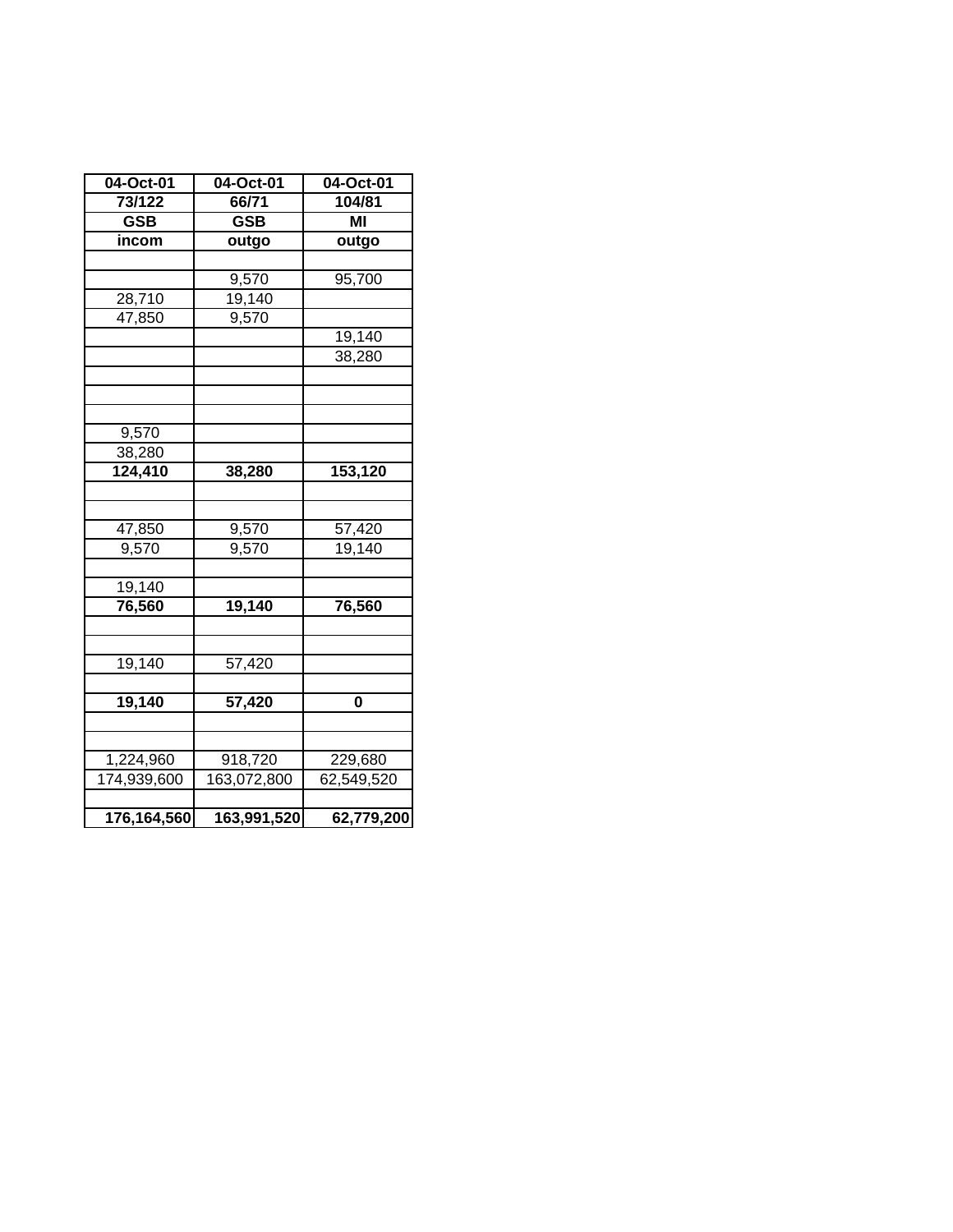| | | |
|---|---|---|
| **04-Oct-01** | **04-Oct-01** | **04-Oct-01** |
| **73/122** | **66/71** | **104/81** |
| **GSB** | **GSB** | **MI** |
| **incom** | **outgo** | **outgo** |
| | | |
| | 9,570 | 95,700 |
| 28,710 | 19,140 | |
| 47,850 | 9,570 | |
| | | 19,140 |
| | | 38,280 |
| | | |
| | | |
| | | |
| 9,570 | | |
| 38,280 | | |
| **124,410** | **38,280** | **153,120** |
| | | |
| | | |
| 47,850 | 9,570 | 57,420 |
| 9,570 | 9,570 | 19,140 |
| | | |
| 19,140 | | |
| **76,560** | **19,140** | **76,560** |
| | | |
| | | |
| 19,140 | 57,420 | |
| | | |
| **19,140** | **57,420** | **0** |
| | | |
| | | |
| 1,224,960 | 918,720 | 229,680 |
| 174,939,600 | 163,072,800 | 62,549,520 |
| | | |
| **176,164,560** | **163,991,520** | **62,779,200** |